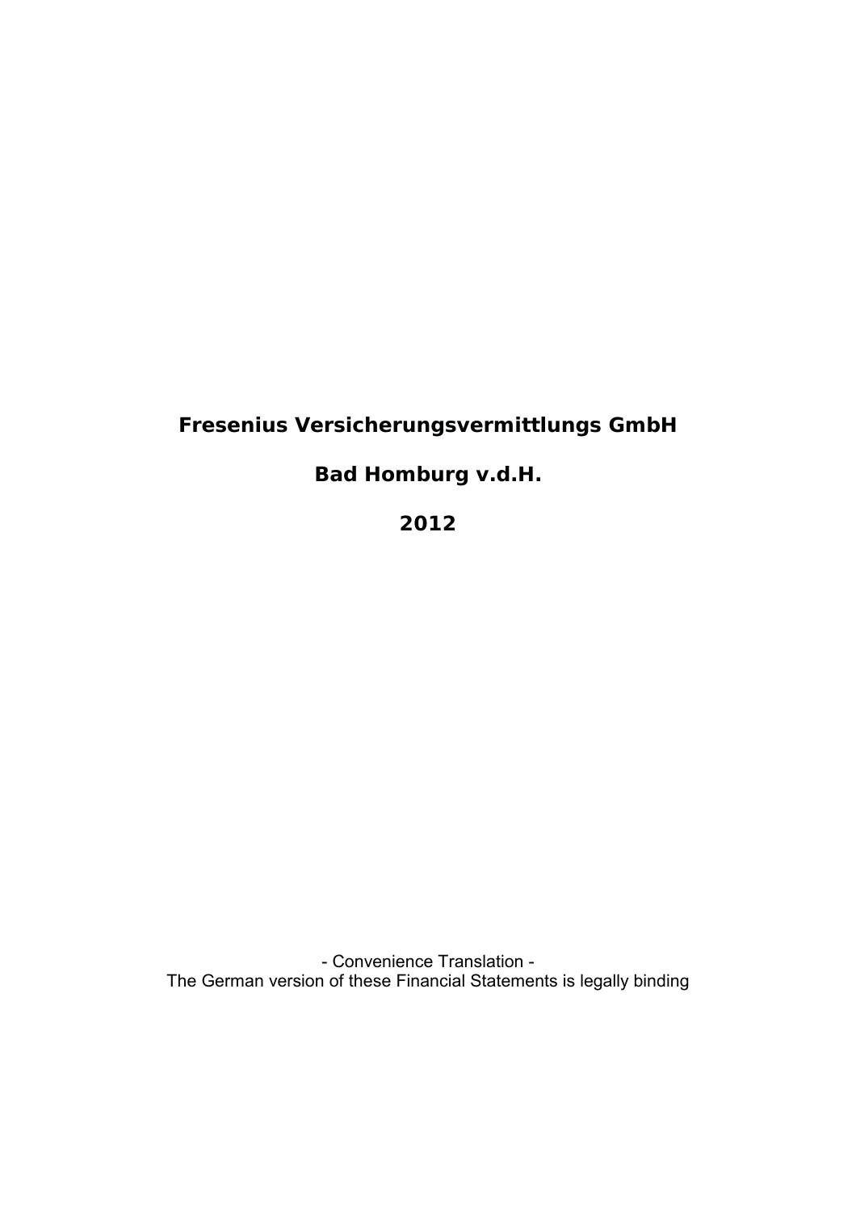# Fresenius Versicherungsvermittlungs GmbH

## Bad Homburg v.d.H.

## 2012

- Convenience Translation -
The German version of these Financial Statements is legally binding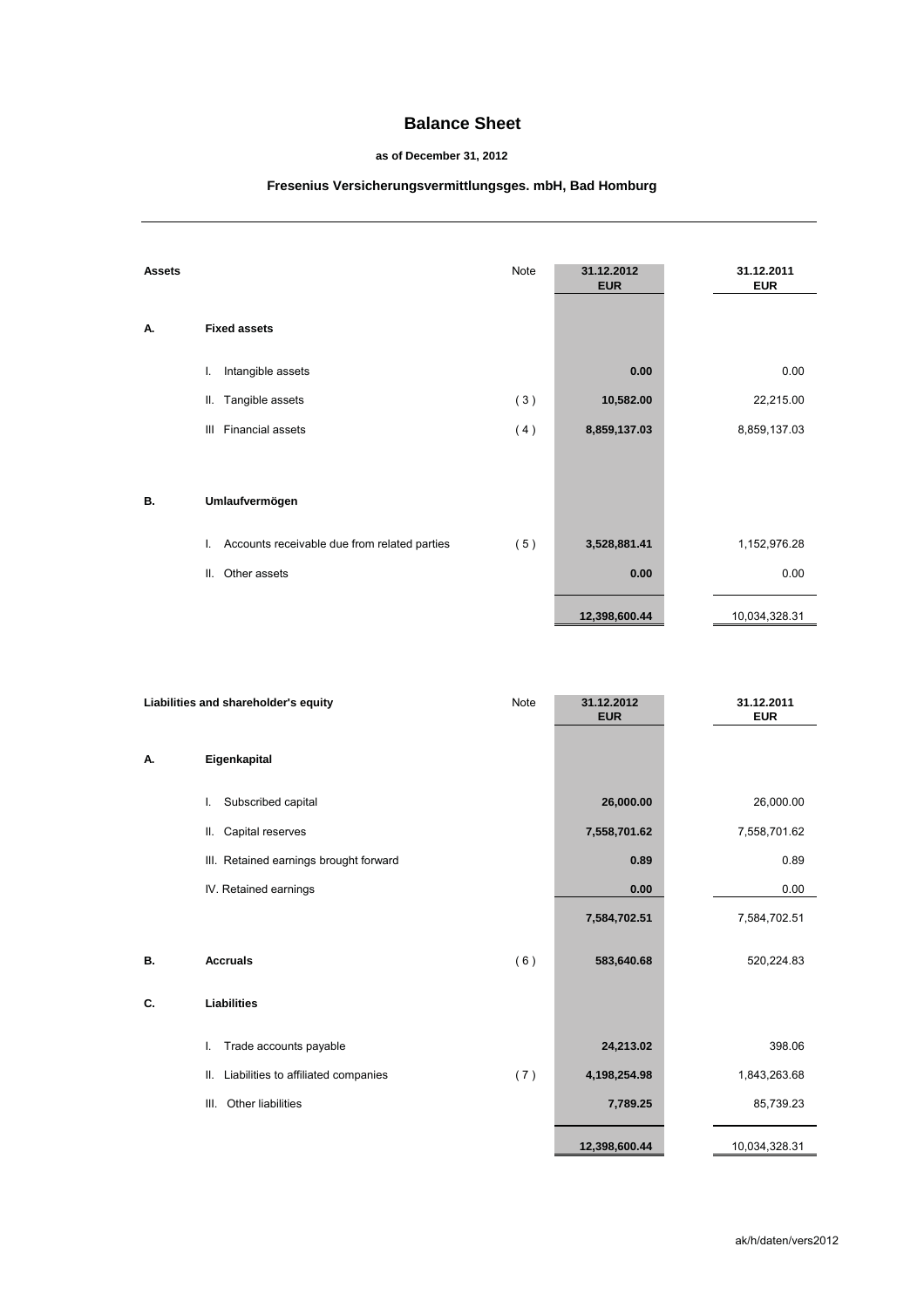# Balance Sheet

**as of December 31, 2012**

**Fresenius Versicherungsvermittlungsges. mbH, Bad Homburg**

| **Assets** | | Note | **31.12.2012 EUR** | **31.12.2011 EUR** |
|---|---|---|---|---|
| **A.** | **Fixed assets** | | | |
| | I. Intangible assets | | **0.00** | 0.00 |
| | II. Tangible assets | ( 3 ) | **10,582.00** | 22,215.00 |
| | III Financial assets | ( 4 ) | **8,859,137.03** | 8,859,137.03 |
| **B.** | **Umlaufvermögen** | | | |
| | I. Accounts receivable due from related parties | ( 5 ) | **3,528,881.41** | 1,152,976.28 |
| | II. Other assets | | **0.00** | 0.00 |
| | | | **12,398,600.44** | 10,034,328.31 |

| **Liabilities and shareholder's equity** | | Note | **31.12.2012 EUR** | **31.12.2011 EUR** |
|---|---|---|---|---|
| **A.** | **Eigenkapital** | | | |
| | I. Subscribed capital | | **26,000.00** | 26,000.00 |
| | II. Capital reserves | | **7,558,701.62** | 7,558,701.62 |
| | III. Retained earnings brought forward | | **0.89** | 0.89 |
| | IV. Retained earnings | | **0.00** | 0.00 |
| | | | **7,584,702.51** | 7,584,702.51 |
| **B.** | **Accruals** | ( 6 ) | **583,640.68** | 520,224.83 |
| **C.** | **Liabilities** | | | |
| | I. Trade accounts payable | | **24,213.02** | 398.06 |
| | II. Liabilities to affiliated companies | ( 7 ) | **4,198,254.98** | 1,843,263.68 |
| | III. Other liabilities | | **7,789.25** | 85,739.23 |
| | | | **12,398,600.44** | 10,034,328.31 |

ak/h/daten/vers2012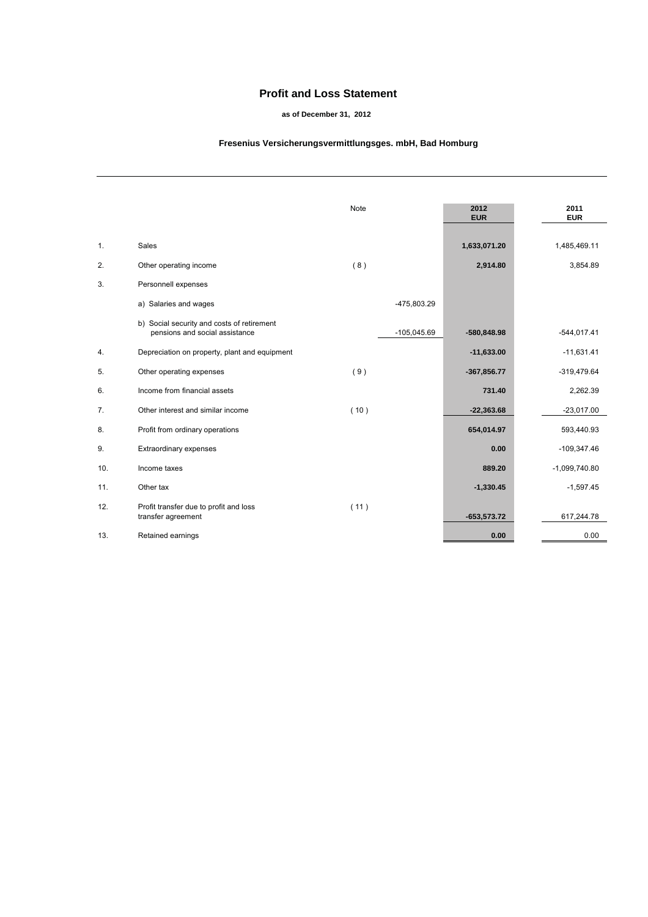# Profit and Loss Statement

**as of December 31, 2012**

**Fresenius Versicherungsvermittlungsges. mbH, Bad Homburg**

| | | Note | | **2012 EUR** | **2011 EUR** |
|---|---|---|---|---|---|
| 1. | Sales | | | **1,633,071.20** | 1,485,469.11 |
| 2. | Other operating income | ( 8 ) | | **2,914.80** | 3,854.89 |
| 3. | Personnell expenses | | | | |
| | a) Salaries and wages | | -475,803.29 | | |
| | b) Social security and costs of retirement pensions and social assistance | | -105,045.69 | **-580,848.98** | -544,017.41 |
| 4. | Depreciation on property, plant and equipment | | | **-11,633.00** | -11,631.41 |
| 5. | Other operating expenses | ( 9 ) | | **-367,856.77** | -319,479.64 |
| 6. | Income from financial assets | | | **731.40** | 2,262.39 |
| 7. | Other interest and similar income | ( 10 ) | | **-22,363.68** | -23,017.00 |
| 8. | Profit from ordinary operations | | | **654,014.97** | 593,440.93 |
| 9. | Extraordinary expenses | | | **0.00** | -109,347.46 |
| 10. | Income taxes | | | **889.20** | -1,099,740.80 |
| 11. | Other tax | | | **-1,330.45** | -1,597.45 |
| 12. | Profit transfer due to profit and loss transfer agreement | ( 11 ) | | **-653,573.72** | 617,244.78 |
| 13. | Retained earnings | | | **0.00** | 0.00 |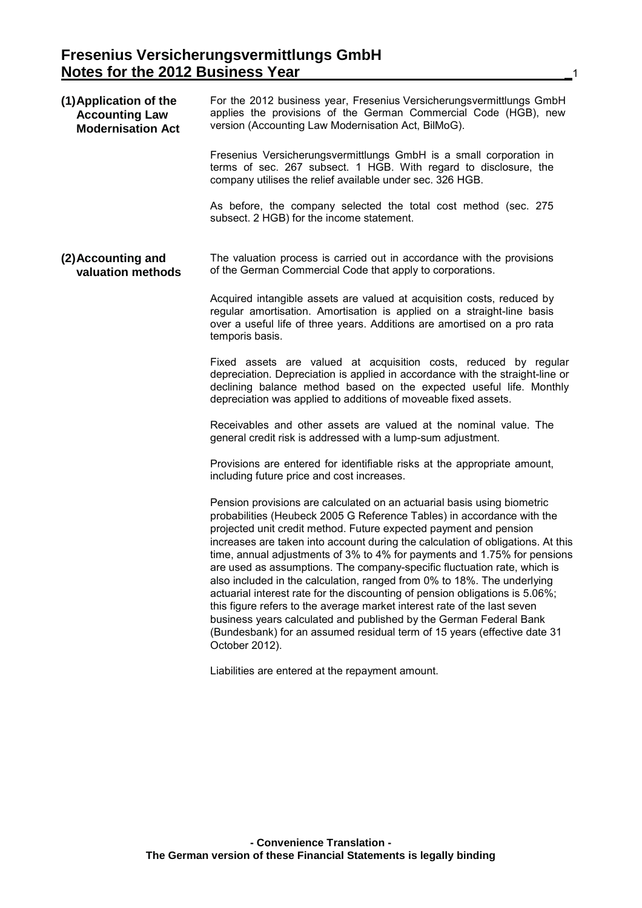# Fresenius Versicherungsvermittlungs GmbH

## Notes for the 2012 Business Year

### (1) Application of the Accounting Law Modernisation Act

For the 2012 business year, Fresenius Versicherungsvermittlungs GmbH applies the provisions of the German Commercial Code (HGB), new version (Accounting Law Modernisation Act, BilMoG).

Fresenius Versicherungsvermittlungs GmbH is a small corporation in terms of sec. 267 subsect. 1 HGB. With regard to disclosure, the company utilises the relief available under sec. 326 HGB.

As before, the company selected the total cost method (sec. 275 subsect. 2 HGB) for the income statement.

### (2) Accounting and valuation methods

The valuation process is carried out in accordance with the provisions of the German Commercial Code that apply to corporations.

Acquired intangible assets are valued at acquisition costs, reduced by regular amortisation. Amortisation is applied on a straight-line basis over a useful life of three years. Additions are amortised on a pro rata temporis basis.

Fixed assets are valued at acquisition costs, reduced by regular depreciation. Depreciation is applied in accordance with the straight-line or declining balance method based on the expected useful life. Monthly depreciation was applied to additions of moveable fixed assets.

Receivables and other assets are valued at the nominal value. The general credit risk is addressed with a lump-sum adjustment.

Provisions are entered for identifiable risks at the appropriate amount, including future price and cost increases.

Pension provisions are calculated on an actuarial basis using biometric probabilities (Heubeck 2005 G Reference Tables) in accordance with the projected unit credit method. Future expected payment and pension increases are taken into account during the calculation of obligations. At this time, annual adjustments of 3% to 4% for payments and 1.75% for pensions are used as assumptions. The company-specific fluctuation rate, which is also included in the calculation, ranged from 0% to 18%. The underlying actuarial interest rate for the discounting of pension obligations is 5.06%; this figure refers to the average market interest rate of the last seven business years calculated and published by the German Federal Bank (Bundesbank) for an assumed residual term of 15 years (effective date 31 October 2012).

Liabilities are entered at the repayment amount.

**- Convenience Translation -**
**The German version of these Financial Statements is legally binding**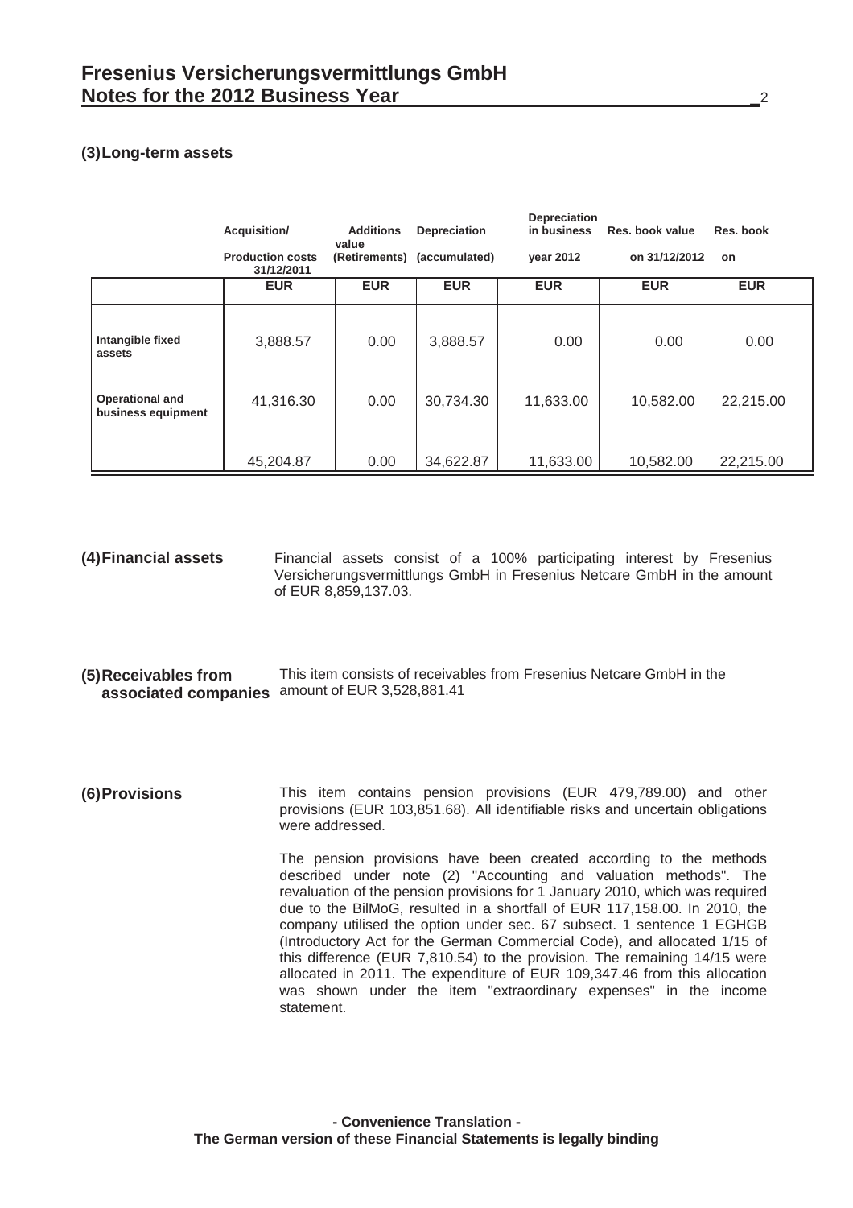## (3) Long-term assets

| | Acquisition/ Production costs 31/12/2011 | Additions value (Retirements) | Depreciation (accumulated) | Depreciation in business year 2012 | Res. book value on 31/12/2012 | Res. book on |
|---|---|---|---|---|---|---|
| | EUR | EUR | EUR | EUR | EUR | EUR |
| Intangible fixed assets | 3,888.57 | 0.00 | 3,888.57 | 0.00 | 0.00 | 0.00 |
| Operational and business equipment | 41,316.30 | 0.00 | 30,734.30 | 11,633.00 | 10,582.00 | 22,215.00 |
| | 45,204.87 | 0.00 | 34,622.87 | 11,633.00 | 10,582.00 | 22,215.00 |

## (4) Financial assets

Financial assets consist of a 100% participating interest by Fresenius Versicherungsvermittlungs GmbH in Fresenius Netcare GmbH in the amount of EUR 8,859,137.03.

## (5) Receivables from associated companies

This item consists of receivables from Fresenius Netcare GmbH in the amount of EUR 3,528,881.41

## (6) Provisions

This item contains pension provisions (EUR 479,789.00) and other provisions (EUR 103,851.68). All identifiable risks and uncertain obligations were addressed.

The pension provisions have been created according to the methods described under note (2) "Accounting and valuation methods". The revaluation of the pension provisions for 1 January 2010, which was required due to the BilMoG, resulted in a shortfall of EUR 117,158.00. In 2010, the company utilised the option under sec. 67 subsect. 1 sentence 1 EGHGB (Introductory Act for the German Commercial Code), and allocated 1/15 of this difference (EUR 7,810.54) to the provision. The remaining 14/15 were allocated in 2011. The expenditure of EUR 109,347.46 from this allocation was shown under the item "extraordinary expenses" in the income statement.

**- Convenience Translation -**
**The German version of these Financial Statements is legally binding**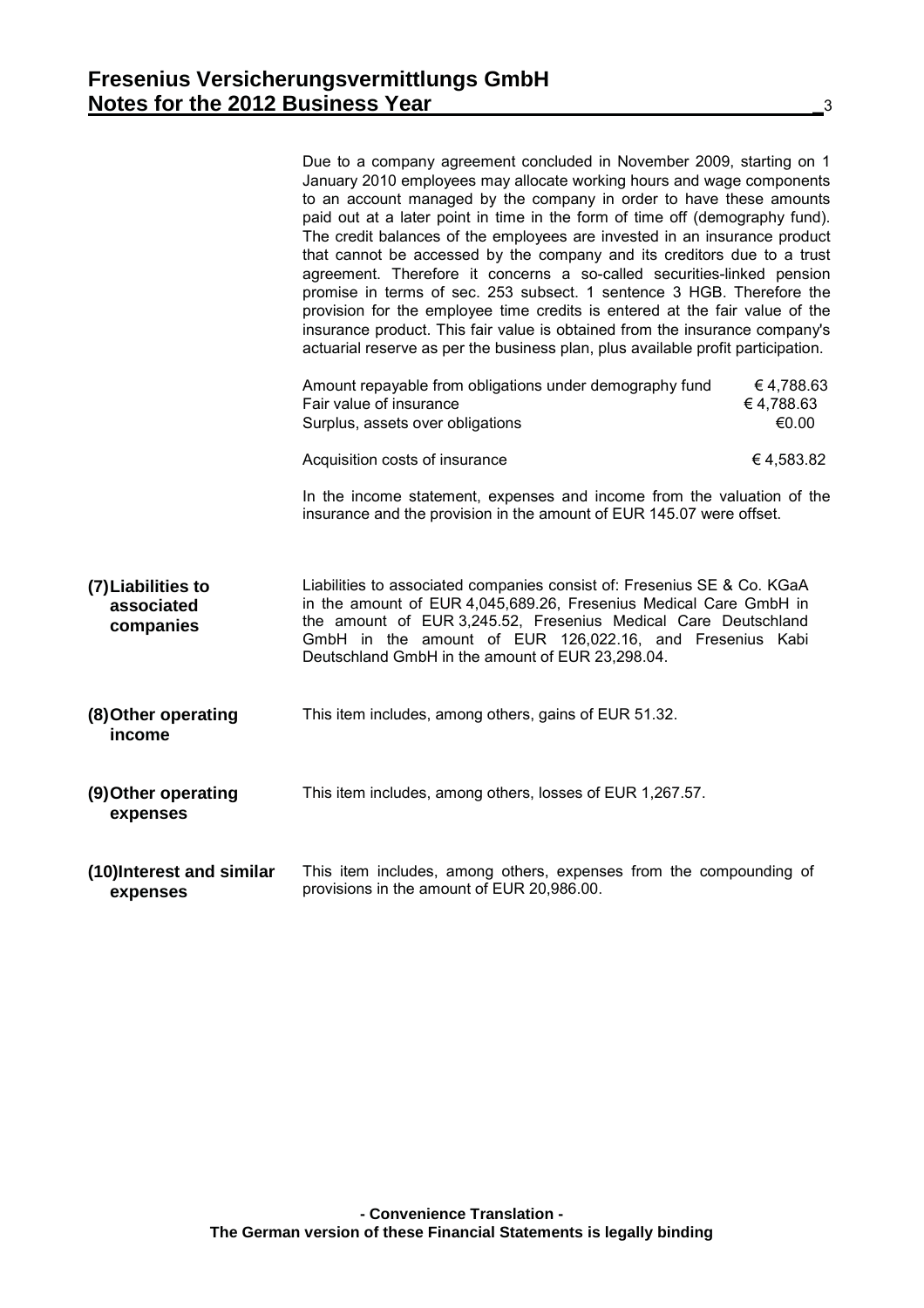Due to a company agreement concluded in November 2009, starting on 1 January 2010 employees may allocate working hours and wage components to an account managed by the company in order to have these amounts paid out at a later point in time in the form of time off (demography fund). The credit balances of the employees are invested in an insurance product that cannot be accessed by the company and its creditors due to a trust agreement. Therefore it concerns a so-called securities-linked pension promise in terms of sec. 253 subsect. 1 sentence 3 HGB. Therefore the provision for the employee time credits is entered at the fair value of the insurance product. This fair value is obtained from the insurance company's actuarial reserve as per the business plan, plus available profit participation.

| | |
|---|---|
| Amount repayable from obligations under demography fund | € 4,788.63 |
| Fair value of insurance | € 4,788.63 |
| Surplus, assets over obligations | €0.00 |
| | |
| Acquisition costs of insurance | € 4,583.82 |

In the income statement, expenses and income from the valuation of the insurance and the provision in the amount of EUR 145.07 were offset.

**(7) Liabilities to associated companies**

Liabilities to associated companies consist of: Fresenius SE & Co. KGaA in the amount of EUR 4,045,689.26, Fresenius Medical Care GmbH in the amount of EUR 3,245.52, Fresenius Medical Care Deutschland GmbH in the amount of EUR 126,022.16, and Fresenius Kabi Deutschland GmbH in the amount of EUR 23,298.04.

**(8) Other operating income**

This item includes, among others, gains of EUR 51.32.

**(9) Other operating expenses**

This item includes, among others, losses of EUR 1,267.57.

**(10) Interest and similar expenses**

This item includes, among others, expenses from the compounding of provisions in the amount of EUR 20,986.00.

**- Convenience Translation -**
**The German version of these Financial Statements is legally binding**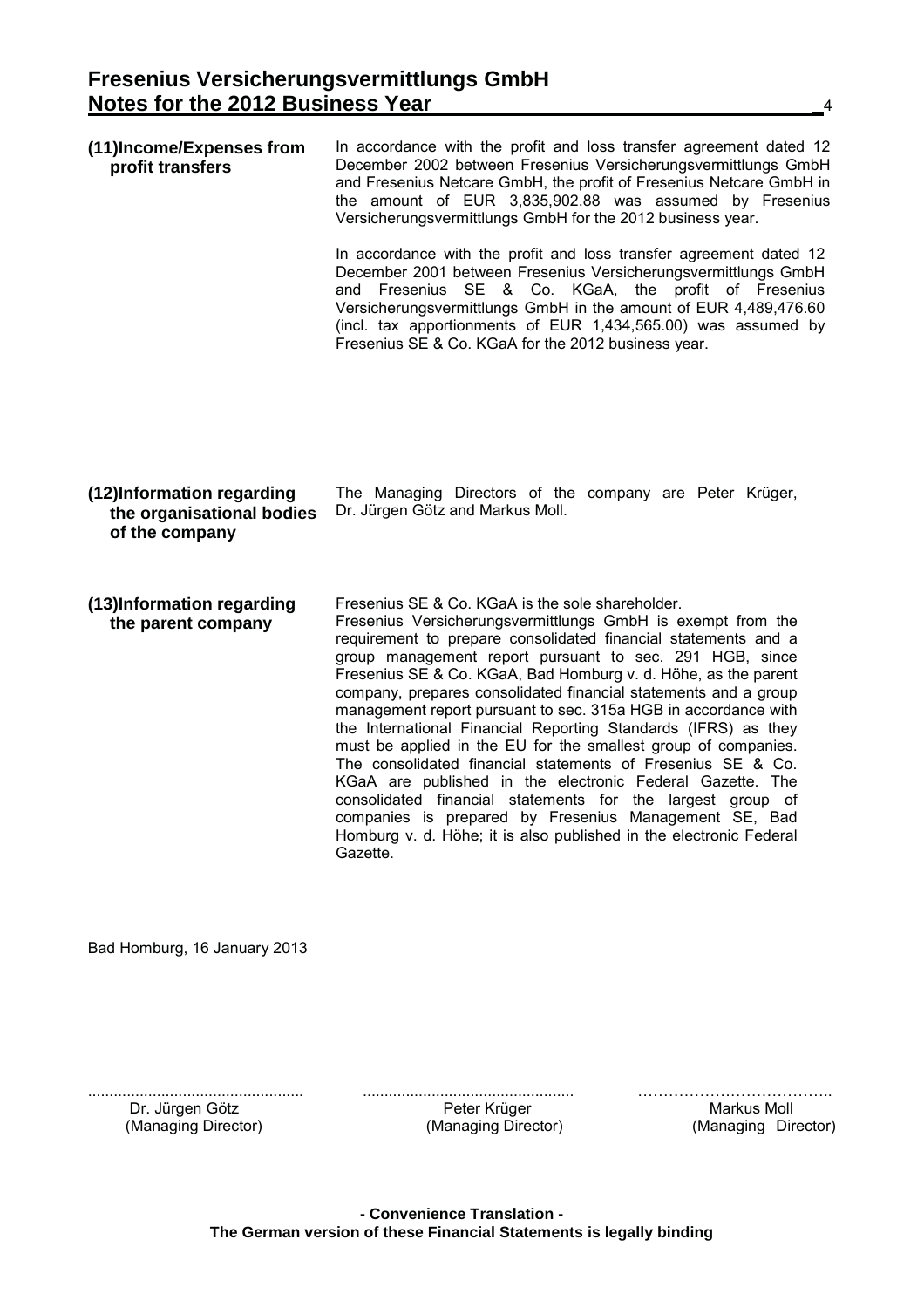**(11) Income/Expenses from profit transfers**

In accordance with the profit and loss transfer agreement dated 12 December 2002 between Fresenius Versicherungsvermittlungs GmbH and Fresenius Netcare GmbH, the profit of Fresenius Netcare GmbH in the amount of EUR 3,835,902.88 was assumed by Fresenius Versicherungsvermittlungs GmbH for the 2012 business year.

In accordance with the profit and loss transfer agreement dated 12 December 2001 between Fresenius Versicherungsvermittlungs GmbH and Fresenius SE & Co. KGaA, the profit of Fresenius Versicherungsvermittlungs GmbH in the amount of EUR 4,489,476.60 (incl. tax apportionments of EUR 1,434,565.00) was assumed by Fresenius SE & Co. KGaA for the 2012 business year.

**(12) Information regarding the organisational bodies of the company**

The Managing Directors of the company are Peter Krüger, Dr. Jürgen Götz and Markus Moll.

**(13) Information regarding the parent company**

Fresenius SE & Co. KGaA is the sole shareholder.
Fresenius Versicherungsvermittlungs GmbH is exempt from the requirement to prepare consolidated financial statements and a group management report pursuant to sec. 291 HGB, since Fresenius SE & Co. KGaA, Bad Homburg v. d. Höhe, as the parent company, prepares consolidated financial statements and a group management report pursuant to sec. 315a HGB in accordance with the International Financial Reporting Standards (IFRS) as they must be applied in the EU for the smallest group of companies. The consolidated financial statements of Fresenius SE & Co. KGaA are published in the electronic Federal Gazette. The consolidated financial statements for the largest group of companies is prepared by Fresenius Management SE, Bad Homburg v. d. Höhe; it is also published in the electronic Federal Gazette.

Bad Homburg, 16 January 2013

| | | |
|---|---|---|
| ................................................. | ................................................. | ……………………………….. |
| Dr. Jürgen Götz | Peter Krüger | Markus Moll |
| (Managing Director) | (Managing Director) | (Managing Director) |

**- Convenience Translation -**
**The German version of these Financial Statements is legally binding**